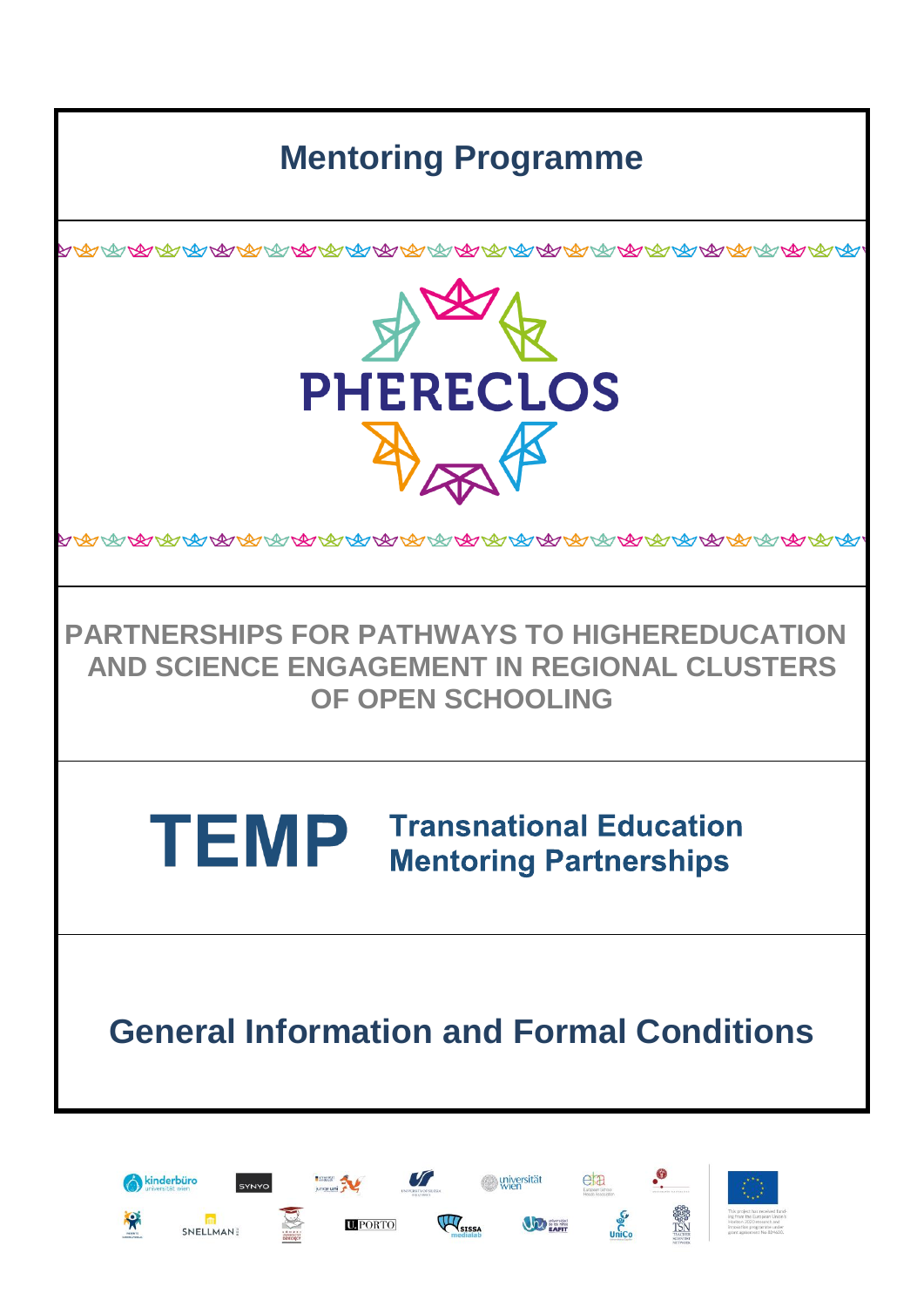# Mentoring Programme

PHERECLOS

## PARTNERSHIPS FOR PATHWAYS TO HIGHEREDUCATION AND SCIENCE ENGAGEMENT IN REGIONAL CLUSTERS OF OPEN SCHOOLING

**TEMP** Transnational Education Mentoring Partnerships

# General Information and Formal Conditions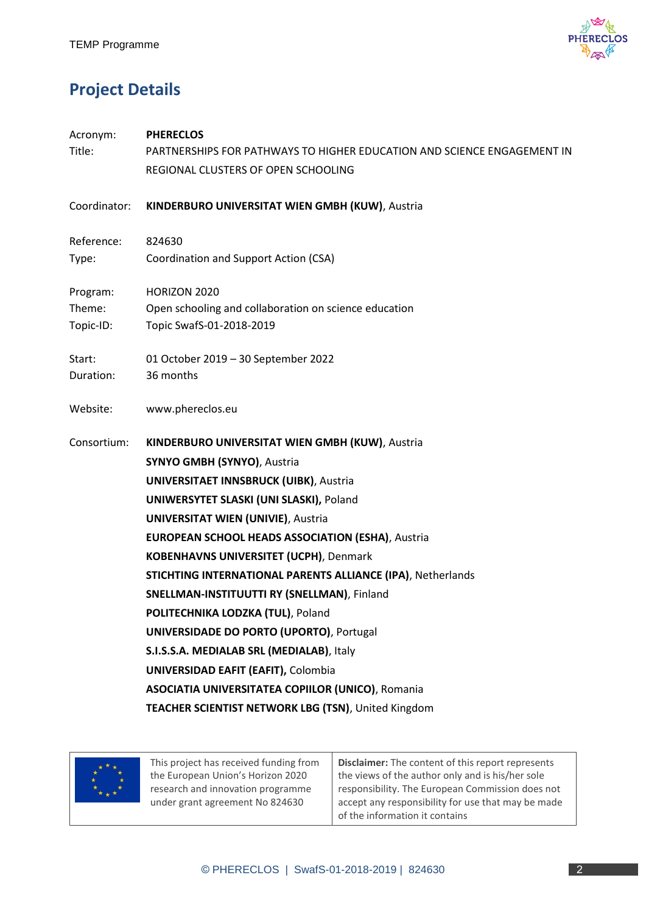## Project Details

| | |
|---|---|
| Acronym: | **PHERECLOS** |
| Title: | PARTNERSHIPS FOR PATHWAYS TO HIGHER EDUCATION AND SCIENCE ENGAGEMENT IN REGIONAL CLUSTERS OF OPEN SCHOOLING |
| Coordinator: | **KINDERBURO UNIVERSITAT WIEN GMBH (KUW)**, Austria |
| Reference: | 824630 |
| Type: | Coordination and Support Action (CSA) |
| Program: | HORIZON 2020 |
| Theme: | Open schooling and collaboration on science education |
| Topic-ID: | Topic SwafS-01-2018-2019 |
| Start: | 01 October 2019 – 30 September 2022 |
| Duration: | 36 months |
| Website: | www.phereclos.eu |

Consortium:

**KINDERBURO UNIVERSITAT WIEN GMBH (KUW)**, Austria
**SYNYO GMBH (SYNYO)**, Austria
**UNIVERSITAET INNSBRUCK (UIBK)**, Austria
**UNIWERSYTET SLASKI (UNI SLASKI),** Poland
**UNIVERSITAT WIEN (UNIVIE)**, Austria
**EUROPEAN SCHOOL HEADS ASSOCIATION (ESHA)**, Austria
**KOBENHAVNS UNIVERSITET (UCPH)**, Denmark
**STICHTING INTERNATIONAL PARENTS ALLIANCE (IPA)**, Netherlands
**SNELLMAN-INSTITUUTTI RY (SNELLMAN)**, Finland
**POLITECHNIKA LODZKA (TUL)**, Poland
**UNIVERSIDADE DO PORTO (UPORTO)**, Portugal
**S.I.S.S.A. MEDIALAB SRL (MEDIALAB)**, Italy
**UNIVERSIDAD EAFIT (EAFIT),** Colombia
**ASOCIATIA UNIVERSITATEA COPIILOR (UNICO)**, Romania
**TEACHER SCIENTIST NETWORK LBG (TSN)**, United Kingdom

| This project has received funding from the European Union's Horizon 2020 research and innovation programme under grant agreement No 824630 | **Disclaimer:** The content of this report represents the views of the author only and is his/her sole responsibility. The European Commission does not accept any responsibility for use that may be made of the information it contains |
|---|---|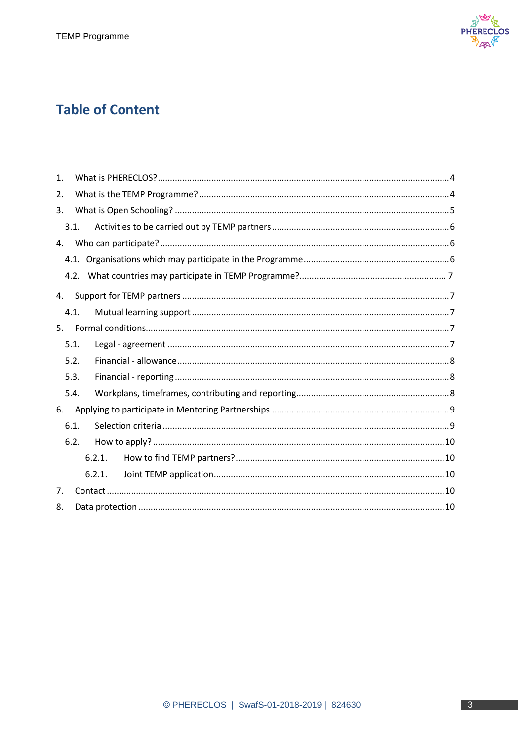## Table of Content

1. What is PHERECLOS? ... 4
2. What is the TEMP Programme? ... 4
3. What is Open Schooling? ... 5
   - 3.1. Activities to be carried out by TEMP partners ... 6
4. Who can participate? ... 6
   - 4.1. Organisations which may participate in the Programme ... 6
   - 4.2. What countries may participate in TEMP Programme? ... 7
4. Support for TEMP partners ... 7
   - 4.1. Mutual learning support ... 7
5. Formal conditions ... 7
   - 5.1. Legal - agreement ... 7
   - 5.2. Financial - allowance ... 8
   - 5.3. Financial - reporting ... 8
   - 5.4. Workplans, timeframes, contributing and reporting ... 8
6. Applying to participate in Mentoring Partnerships ... 9
   - 6.1. Selection criteria ... 9
   - 6.2. How to apply? ... 10
     - 6.2.1. How to find TEMP partners? ... 10
     - 6.2.1. Joint TEMP application ... 10
7. Contact ... 10
8. Data protection ... 10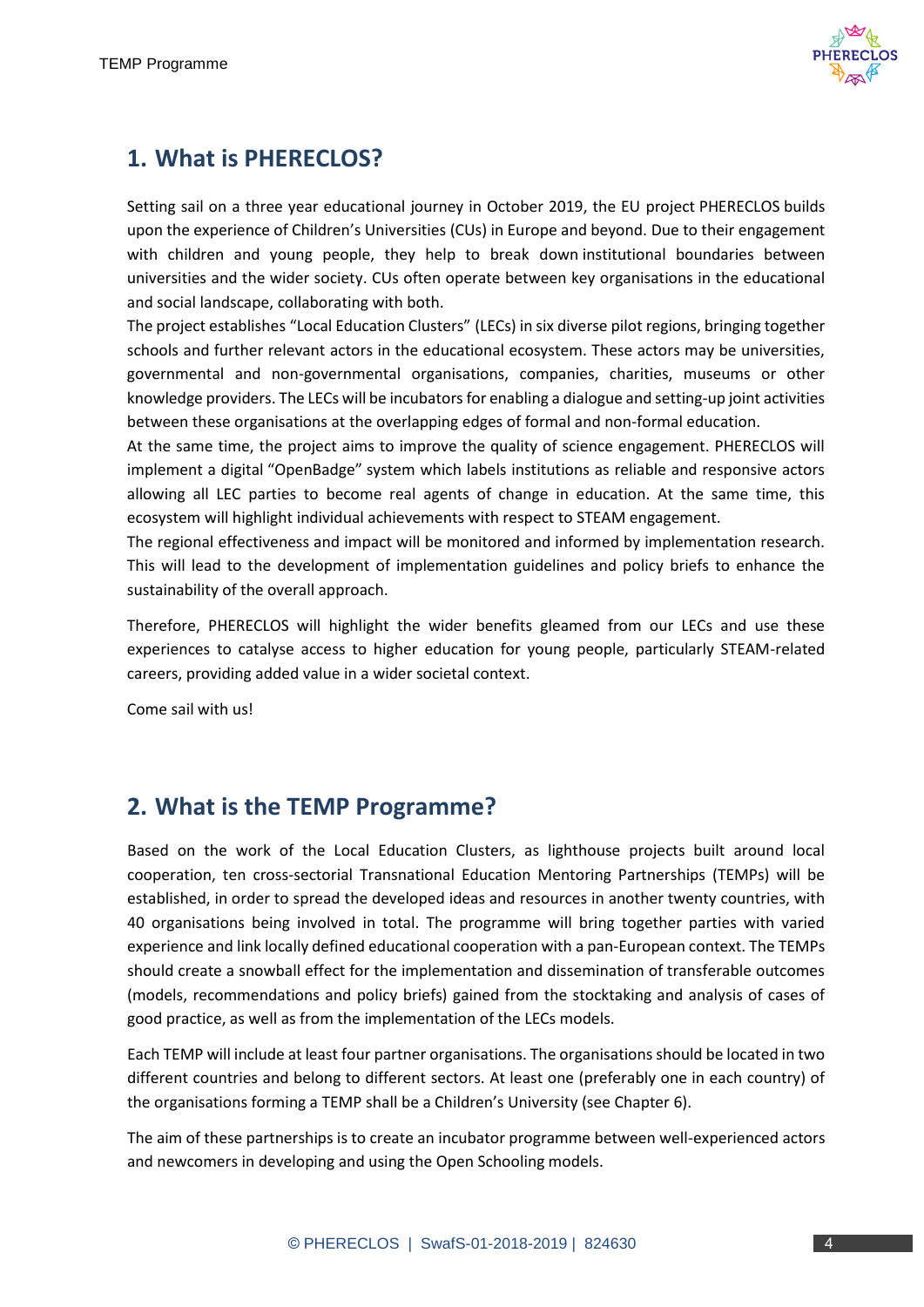## 1. What is PHERECLOS?

Setting sail on a three year educational journey in October 2019, the EU project PHERECLOS builds upon the experience of Children's Universities (CUs) in Europe and beyond. Due to their engagement with children and young people, they help to break down institutional boundaries between universities and the wider society. CUs often operate between key organisations in the educational and social landscape, collaborating with both.

The project establishes "Local Education Clusters" (LECs) in six diverse pilot regions, bringing together schools and further relevant actors in the educational ecosystem. These actors may be universities, governmental and non-governmental organisations, companies, charities, museums or other knowledge providers. The LECs will be incubators for enabling a dialogue and setting-up joint activities between these organisations at the overlapping edges of formal and non-formal education.

At the same time, the project aims to improve the quality of science engagement. PHERECLOS will implement a digital "OpenBadge" system which labels institutions as reliable and responsive actors allowing all LEC parties to become real agents of change in education. At the same time, this ecosystem will highlight individual achievements with respect to STEAM engagement.

The regional effectiveness and impact will be monitored and informed by implementation research. This will lead to the development of implementation guidelines and policy briefs to enhance the sustainability of the overall approach.

Therefore, PHERECLOS will highlight the wider benefits gleamed from our LECs and use these experiences to catalyse access to higher education for young people, particularly STEAM-related careers, providing added value in a wider societal context.

Come sail with us!

## 2. What is the TEMP Programme?

Based on the work of the Local Education Clusters, as lighthouse projects built around local cooperation, ten cross-sectorial Transnational Education Mentoring Partnerships (TEMPs) will be established, in order to spread the developed ideas and resources in another twenty countries, with 40 organisations being involved in total. The programme will bring together parties with varied experience and link locally defined educational cooperation with a pan-European context. The TEMPs should create a snowball effect for the implementation and dissemination of transferable outcomes (models, recommendations and policy briefs) gained from the stocktaking and analysis of cases of good practice, as well as from the implementation of the LECs models.

Each TEMP will include at least four partner organisations. The organisations should be located in two different countries and belong to different sectors. At least one (preferably one in each country) of the organisations forming a TEMP shall be a Children's University (see Chapter 6).

The aim of these partnerships is to create an incubator programme between well-experienced actors and newcomers in developing and using the Open Schooling models.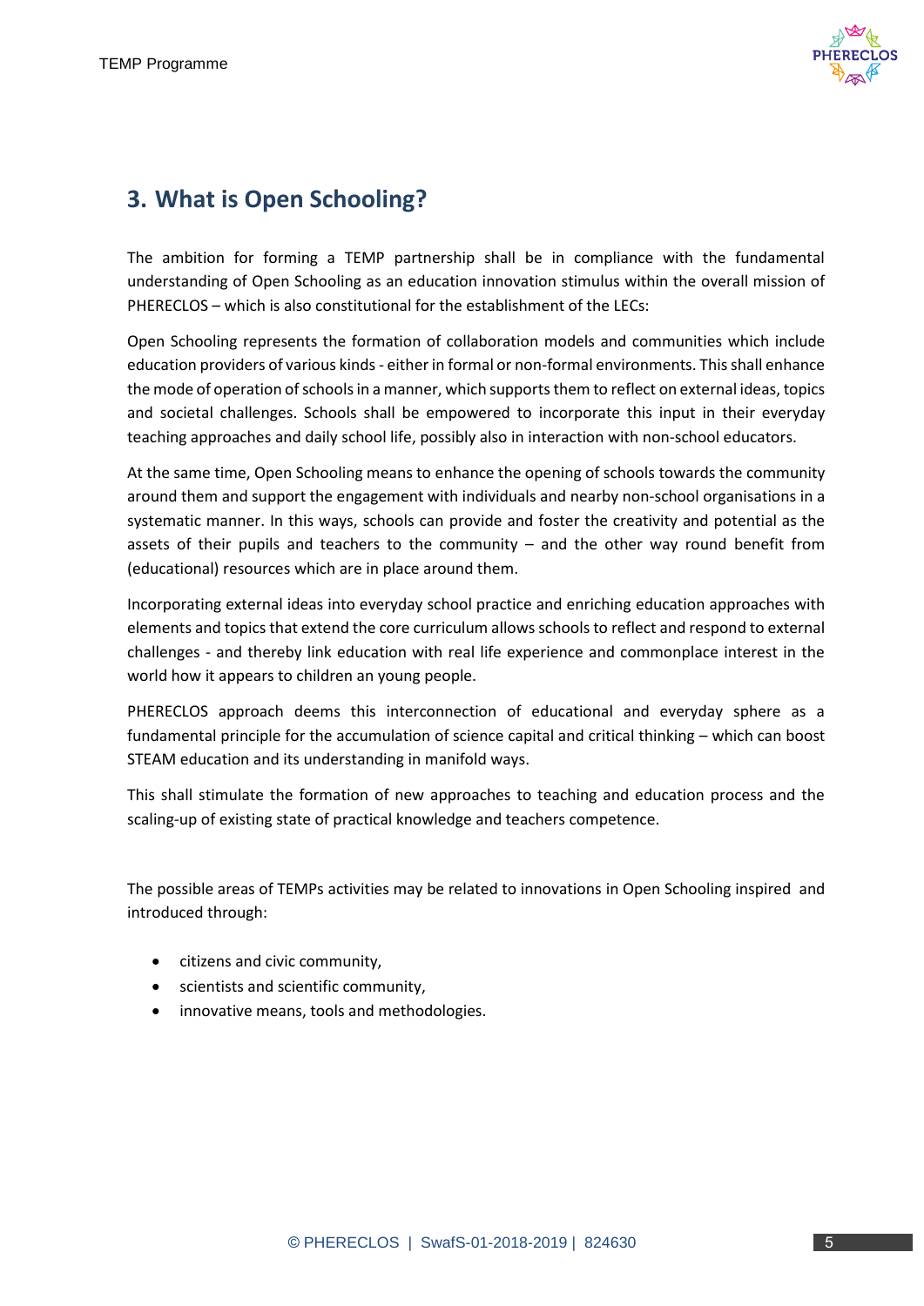## 3. What is Open Schooling?

The ambition for forming a TEMP partnership shall be in compliance with the fundamental understanding of Open Schooling as an education innovation stimulus within the overall mission of PHERECLOS – which is also constitutional for the establishment of the LECs:

Open Schooling represents the formation of collaboration models and communities which include education providers of various kinds - either in formal or non-formal environments. This shall enhance the mode of operation of schools in a manner, which supports them to reflect on external ideas, topics and societal challenges. Schools shall be empowered to incorporate this input in their everyday teaching approaches and daily school life, possibly also in interaction with non-school educators.

At the same time, Open Schooling means to enhance the opening of schools towards the community around them and support the engagement with individuals and nearby non-school organisations in a systematic manner. In this ways, schools can provide and foster the creativity and potential as the assets of their pupils and teachers to the community – and the other way round benefit from (educational) resources which are in place around them.

Incorporating external ideas into everyday school practice and enriching education approaches with elements and topics that extend the core curriculum allows schools to reflect and respond to external challenges - and thereby link education with real life experience and commonplace interest in the world how it appears to children an young people.

PHERECLOS approach deems this interconnection of educational and everyday sphere as a fundamental principle for the accumulation of science capital and critical thinking – which can boost STEAM education and its understanding in manifold ways.

This shall stimulate the formation of new approaches to teaching and education process and the scaling-up of existing state of practical knowledge and teachers competence.

The possible areas of TEMPs activities may be related to innovations in Open Schooling inspired and introduced through:

- citizens and civic community,
- scientists and scientific community,
- innovative means, tools and methodologies.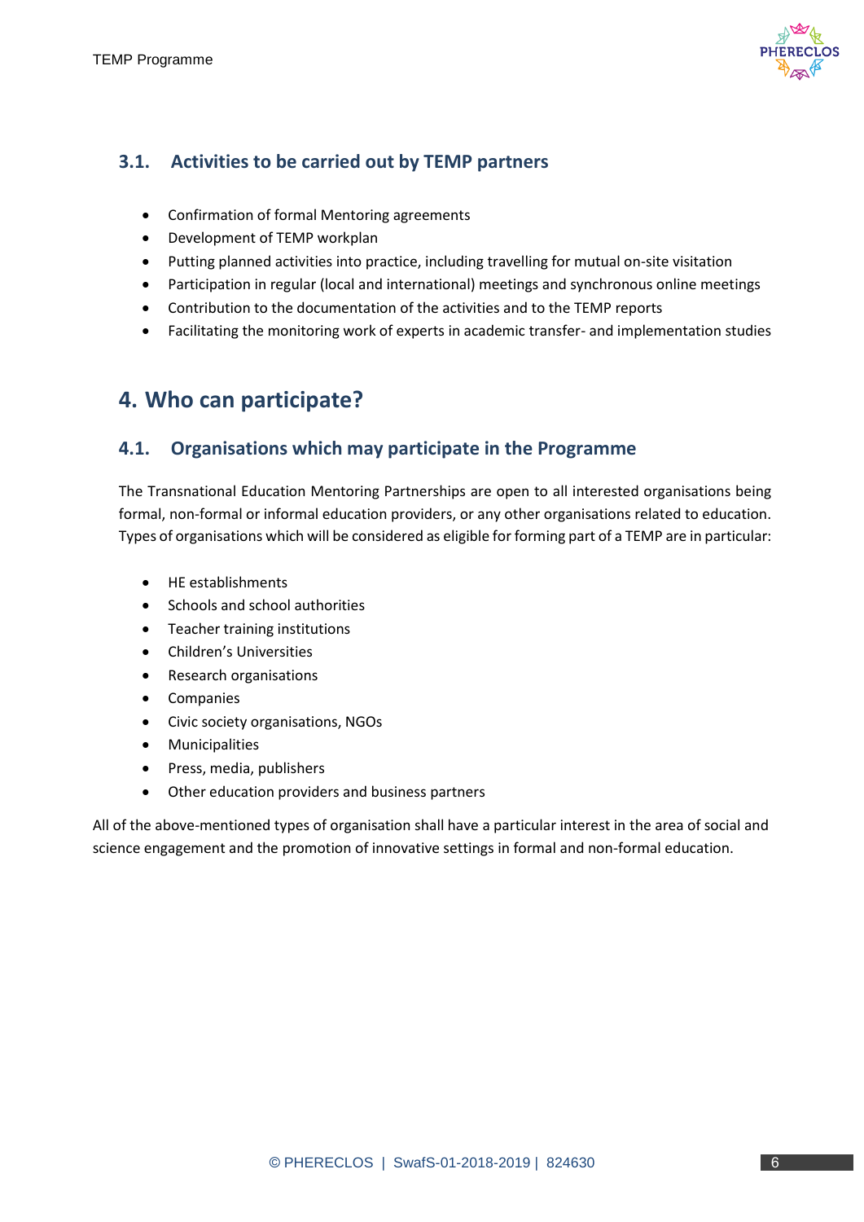### 3.1. Activities to be carried out by TEMP partners

- Confirmation of formal Mentoring agreements
- Development of TEMP workplan
- Putting planned activities into practice, including travelling for mutual on-site visitation
- Participation in regular (local and international) meetings and synchronous online meetings
- Contribution to the documentation of the activities and to the TEMP reports
- Facilitating the monitoring work of experts in academic transfer- and implementation studies

## 4. Who can participate?

### 4.1. Organisations which may participate in the Programme

The Transnational Education Mentoring Partnerships are open to all interested organisations being formal, non-formal or informal education providers, or any other organisations related to education. Types of organisations which will be considered as eligible for forming part of a TEMP are in particular:

- HE establishments
- Schools and school authorities
- Teacher training institutions
- Children's Universities
- Research organisations
- Companies
- Civic society organisations, NGOs
- Municipalities
- Press, media, publishers
- Other education providers and business partners

All of the above-mentioned types of organisation shall have a particular interest in the area of social and science engagement and the promotion of innovative settings in formal and non-formal education.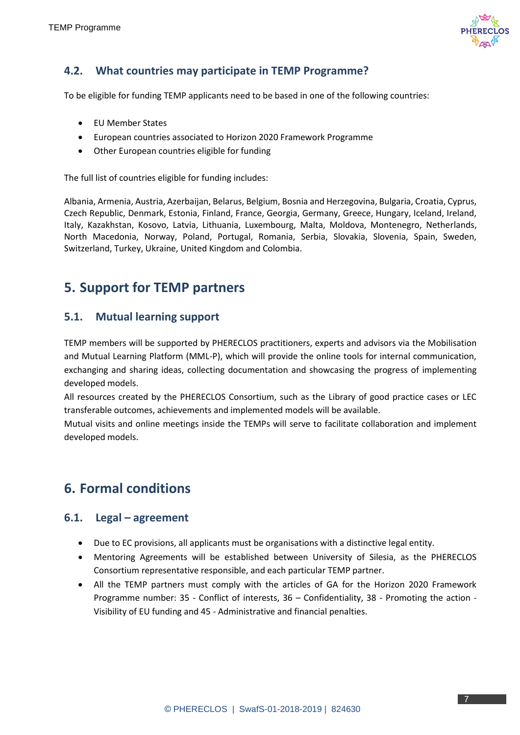### 4.2. What countries may participate in TEMP Programme?

To be eligible for funding TEMP applicants need to be based in one of the following countries:

- EU Member States
- European countries associated to Horizon 2020 Framework Programme
- Other European countries eligible for funding

The full list of countries eligible for funding includes:

Albania, Armenia, Austria, Azerbaijan, Belarus, Belgium, Bosnia and Herzegovina, Bulgaria, Croatia, Cyprus, Czech Republic, Denmark, Estonia, Finland, France, Georgia, Germany, Greece, Hungary, Iceland, Ireland, Italy, Kazakhstan, Kosovo, Latvia, Lithuania, Luxembourg, Malta, Moldova, Montenegro, Netherlands, North Macedonia, Norway, Poland, Portugal, Romania, Serbia, Slovakia, Slovenia, Spain, Sweden, Switzerland, Turkey, Ukraine, United Kingdom and Colombia.

## 5. Support for TEMP partners

### 5.1. Mutual learning support

TEMP members will be supported by PHERECLOS practitioners, experts and advisors via the Mobilisation and Mutual Learning Platform (MML-P), which will provide the online tools for internal communication, exchanging and sharing ideas, collecting documentation and showcasing the progress of implementing developed models.
All resources created by the PHERECLOS Consortium, such as the Library of good practice cases or LEC transferable outcomes, achievements and implemented models will be available.
Mutual visits and online meetings inside the TEMPs will serve to facilitate collaboration and implement developed models.

## 6. Formal conditions

### 6.1. Legal – agreement

- Due to EC provisions, all applicants must be organisations with a distinctive legal entity.
- Mentoring Agreements will be established between University of Silesia, as the PHERECLOS Consortium representative responsible, and each particular TEMP partner.
- All the TEMP partners must comply with the articles of GA for the Horizon 2020 Framework Programme number: 35 - Conflict of interests, 36 – Confidentiality, 38 - Promoting the action - Visibility of EU funding and 45 - Administrative and financial penalties.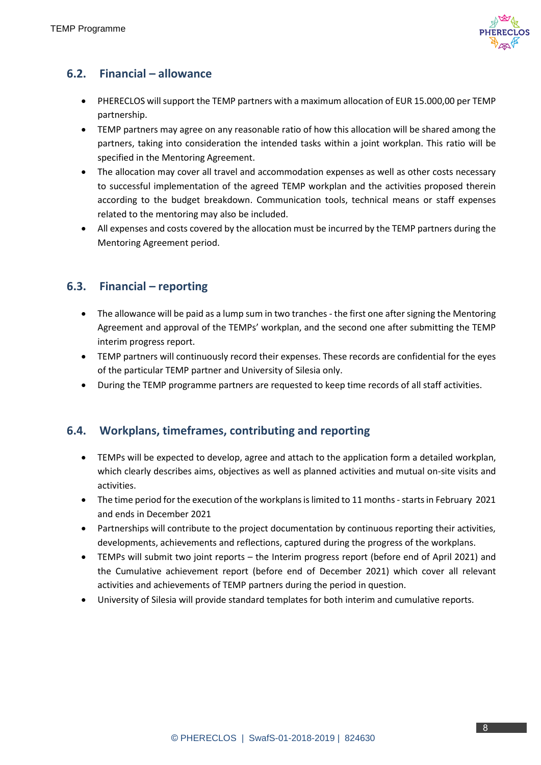## 6.2. Financial – allowance

- PHERECLOS will support the TEMP partners with a maximum allocation of EUR 15.000,00 per TEMP partnership.
- TEMP partners may agree on any reasonable ratio of how this allocation will be shared among the partners, taking into consideration the intended tasks within a joint workplan. This ratio will be specified in the Mentoring Agreement.
- The allocation may cover all travel and accommodation expenses as well as other costs necessary to successful implementation of the agreed TEMP workplan and the activities proposed therein according to the budget breakdown. Communication tools, technical means or staff expenses related to the mentoring may also be included.
- All expenses and costs covered by the allocation must be incurred by the TEMP partners during the Mentoring Agreement period.

## 6.3. Financial – reporting

- The allowance will be paid as a lump sum in two tranches - the first one after signing the Mentoring Agreement and approval of the TEMPs' workplan, and the second one after submitting the TEMP interim progress report.
- TEMP partners will continuously record their expenses. These records are confidential for the eyes of the particular TEMP partner and University of Silesia only.
- During the TEMP programme partners are requested to keep time records of all staff activities.

## 6.4. Workplans, timeframes, contributing and reporting

- TEMPs will be expected to develop, agree and attach to the application form a detailed workplan, which clearly describes aims, objectives as well as planned activities and mutual on-site visits and activities.
- The time period for the execution of the workplans is limited to 11 months - starts in February 2021 and ends in December 2021
- Partnerships will contribute to the project documentation by continuous reporting their activities, developments, achievements and reflections, captured during the progress of the workplans.
- TEMPs will submit two joint reports – the Interim progress report (before end of April 2021) and the Cumulative achievement report (before end of December 2021) which cover all relevant activities and achievements of TEMP partners during the period in question.
- University of Silesia will provide standard templates for both interim and cumulative reports.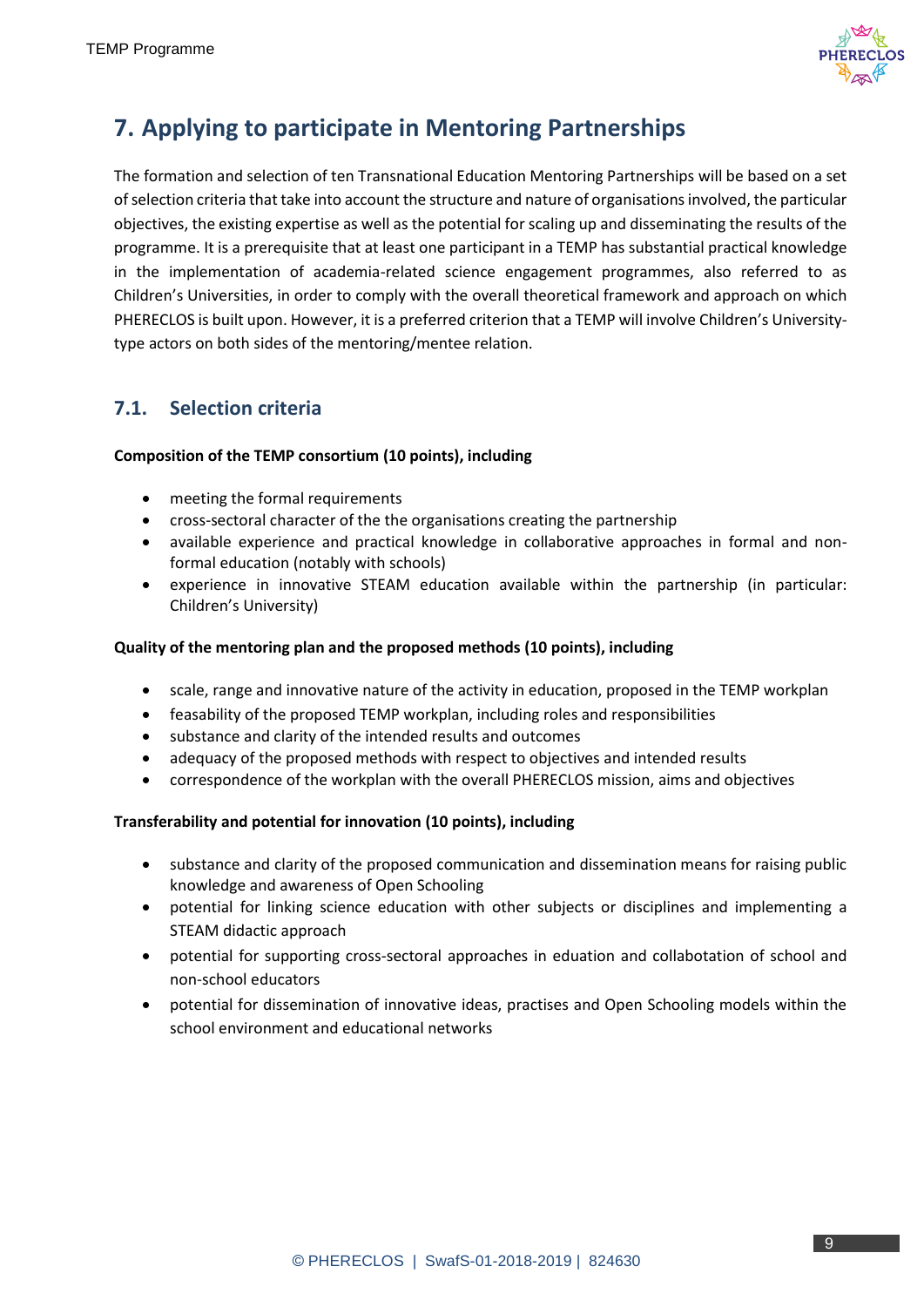# 7. Applying to participate in Mentoring Partnerships

The formation and selection of ten Transnational Education Mentoring Partnerships will be based on a set of selection criteria that take into account the structure and nature of organisations involved, the particular objectives, the existing expertise as well as the potential for scaling up and disseminating the results of the programme. It is a prerequisite that at least one participant in a TEMP has substantial practical knowledge in the implementation of academia-related science engagement programmes, also referred to as Children's Universities, in order to comply with the overall theoretical framework and approach on which PHERECLOS is built upon. However, it is a preferred criterion that a TEMP will involve Children's University-type actors on both sides of the mentoring/mentee relation.

## 7.1. Selection criteria

**Composition of the TEMP consortium (10 points), including**

- meeting the formal requirements
- cross-sectoral character of the the organisations creating the partnership
- available experience and practical knowledge in collaborative approaches in formal and non-formal education (notably with schools)
- experience in innovative STEAM education available within the partnership (in particular: Children's University)

**Quality of the mentoring plan and the proposed methods (10 points), including**

- scale, range and innovative nature of the activity in education, proposed in the TEMP workplan
- feasability of the proposed TEMP workplan, including roles and responsibilities
- substance and clarity of the intended results and outcomes
- adequacy of the proposed methods with respect to objectives and intended results
- correspondence of the workplan with the overall PHERECLOS mission, aims and objectives

**Transferability and potential for innovation (10 points), including**

- substance and clarity of the proposed communication and dissemination means for raising public knowledge and awareness of Open Schooling
- potential for linking science education with other subjects or disciplines and implementing a STEAM didactic approach
- potential for supporting cross-sectoral approaches in eduation and collabotation of school and non-school educators
- potential for dissemination of innovative ideas, practises and Open Schooling models within the school environment and educational networks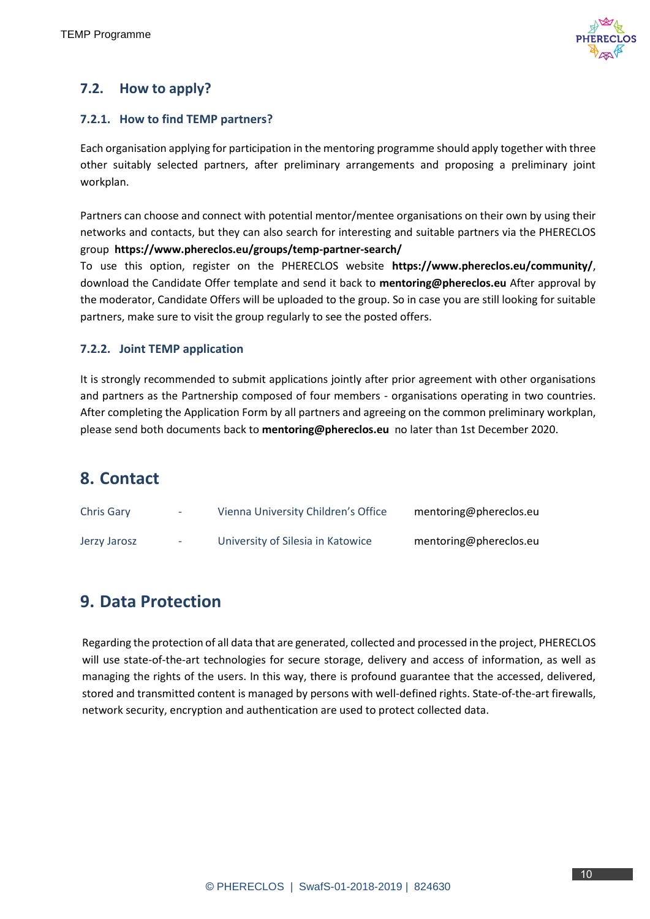### 7.2. How to apply?

#### 7.2.1. How to find TEMP partners?

Each organisation applying for participation in the mentoring programme should apply together with three other suitably selected partners, after preliminary arrangements and proposing a preliminary joint workplan.

Partners can choose and connect with potential mentor/mentee organisations on their own by using their networks and contacts, but they can also search for interesting and suitable partners via the PHERECLOS group **https://www.phereclos.eu/groups/temp-partner-search/**
To use this option, register on the PHERECLOS website **https://www.phereclos.eu/community/**, download the Candidate Offer template and send it back to **mentoring@phereclos.eu** After approval by the moderator, Candidate Offers will be uploaded to the group. So in case you are still looking for suitable partners, make sure to visit the group regularly to see the posted offers.

#### 7.2.2. Joint TEMP application

It is strongly recommended to submit applications jointly after prior agreement with other organisations and partners as the Partnership composed of four members - organisations operating in two countries. After completing the Application Form by all partners and agreeing on the common preliminary workplan, please send both documents back to **mentoring@phereclos.eu** no later than 1st December 2020.

## 8. Contact

| | | | |
|---|---|---|---|
| Chris Gary | - | Vienna University Children's Office | mentoring@phereclos.eu |
| Jerzy Jarosz | - | University of Silesia in Katowice | mentoring@phereclos.eu |

## 9. Data Protection

Regarding the protection of all data that are generated, collected and processed in the project, PHERECLOS will use state-of-the-art technologies for secure storage, delivery and access of information, as well as managing the rights of the users. In this way, there is profound guarantee that the accessed, delivered, stored and transmitted content is managed by persons with well-defined rights. State-of-the-art firewalls, network security, encryption and authentication are used to protect collected data.